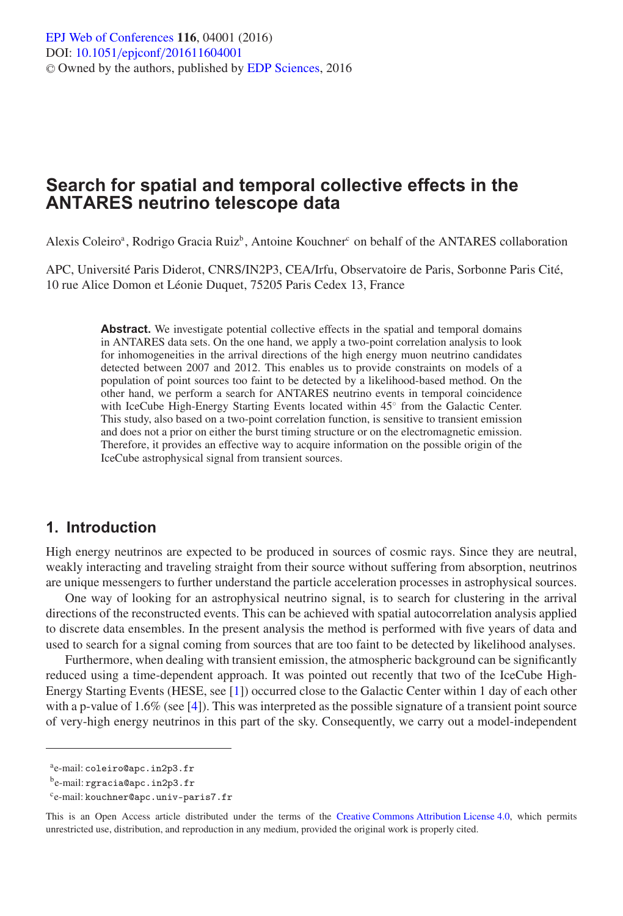# Search for spatial and temporal collective effects in the ANTARES neutrino telescope data

Alexis Coleiro[a], Rodrigo Gracia Ruiz[b], Antoine Kouchner[c] on behalf of the ANTARES collaboration

APC, Université Paris Diderot, CNRS/IN2P3, CEA/Irfu, Observatoire de Paris, Sorbonne Paris Cité, 10 rue Alice Domon et Léonie Duquet, 75205 Paris Cedex 13, France

**Abstract.** We investigate potential collective effects in the spatial and temporal domains in ANTARES data sets. On the one hand, we apply a two-point correlation analysis to look for inhomogeneities in the arrival directions of the high energy muon neutrino candidates detected between 2007 and 2012. This enables us to provide constraints on models of a population of point sources too faint to be detected by a likelihood-based method. On the other hand, we perform a search for ANTARES neutrino events in temporal coincidence with IceCube High-Energy Starting Events located within 45° from the Galactic Center. This study, also based on a two-point correlation function, is sensitive to transient emission and does not a prior on either the burst timing structure or on the electromagnetic emission. Therefore, it provides an effective way to acquire information on the possible origin of the IceCube astrophysical signal from transient sources.

## 1. Introduction

High energy neutrinos are expected to be produced in sources of cosmic rays. Since they are neutral, weakly interacting and traveling straight from their source without suffering from absorption, neutrinos are unique messengers to further understand the particle acceleration processes in astrophysical sources.

One way of looking for an astrophysical neutrino signal, is to search for clustering in the arrival directions of the reconstructed events. This can be achieved with spatial autocorrelation analysis applied to discrete data ensembles. In the present analysis the method is performed with five years of data and used to search for a signal coming from sources that are too faint to be detected by likelihood analyses.

Furthermore, when dealing with transient emission, the atmospheric background can be significantly reduced using a time-dependent approach. It was pointed out recently that two of the IceCube High-Energy Starting Events (HESE, see [1]) occurred close to the Galactic Center within 1 day of each other with a p-value of 1.6% (see [4]). This was interpreted as the possible signature of a transient point source of very-high energy neutrinos in this part of the sky. Consequently, we carry out a model-independent

[a]e-mail: coleiro@apc.in2p3.fr

[b]e-mail: rgracia@apc.in2p3.fr

[c]e-mail: kouchner@apc.univ-paris7.fr

This is an Open Access article distributed under the terms of the Creative Commons Attribution License 4.0, which permits unrestricted use, distribution, and reproduction in any medium, provided the original work is properly cited.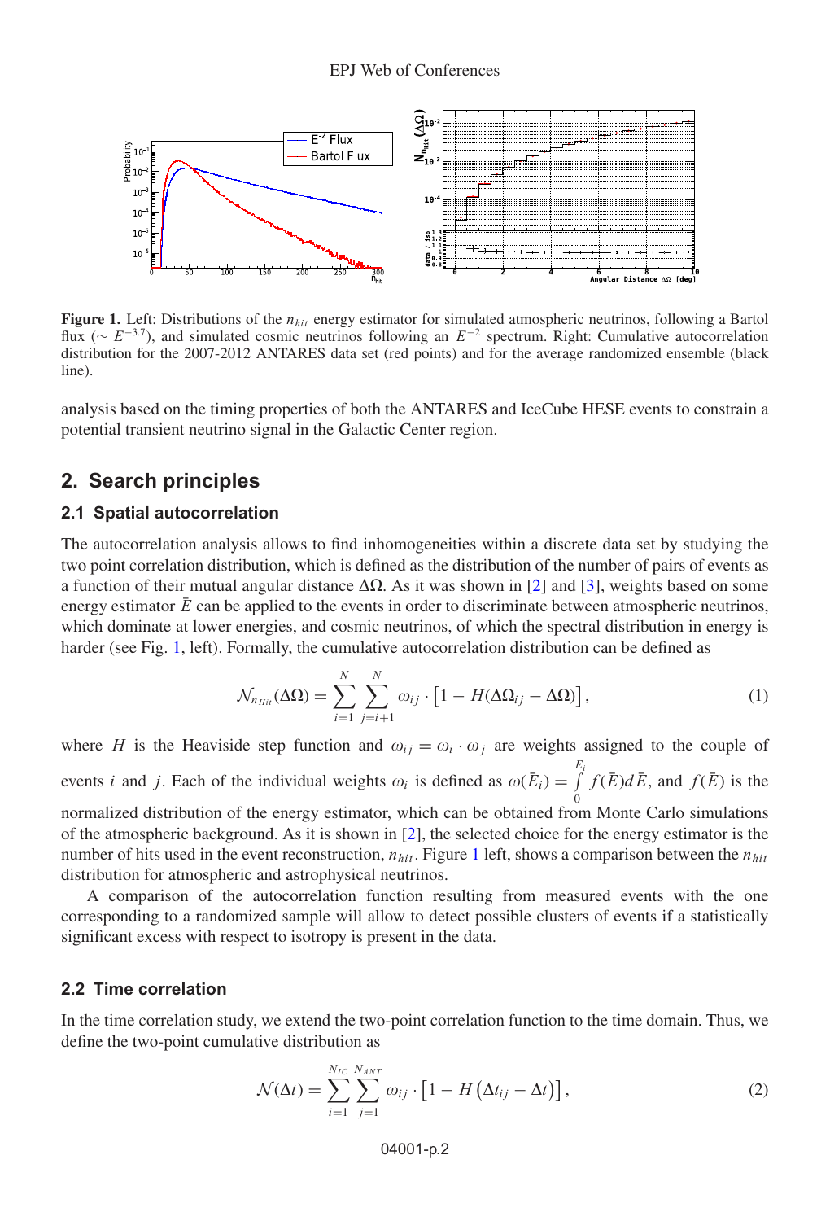**Figure 1.** Left: Distributions of the $n_{hit}$ energy estimator for simulated atmospheric neutrinos, following a Bartol flux ($\sim E^{-3.7}$), and simulated cosmic neutrinos following an $E^{-2}$ spectrum. Right: Cumulative autocorrelation distribution for the 2007-2012 ANTARES data set (red points) and for the average randomized ensemble (black line).

analysis based on the timing properties of both the ANTARES and IceCube HESE events to constrain a potential transient neutrino signal in the Galactic Center region.

## 2. Search principles

### 2.1 Spatial autocorrelation

The autocorrelation analysis allows to find inhomogeneities within a discrete data set by studying the two point correlation distribution, which is defined as the distribution of the number of pairs of events as a function of their mutual angular distance $\Delta\Omega$. As it was shown in [2] and [3], weights based on some energy estimator $\bar{E}$ can be applied to the events in order to discriminate between atmospheric neutrinos, which dominate at lower energies, and cosmic neutrinos, of which the spectral distribution in energy is harder (see Fig. 1, left). Formally, the cumulative autocorrelation distribution can be defined as

$$\mathcal{N}_{n_{Hit}}(\Delta\Omega) = \sum_{i=1}^{N} \sum_{j=i+1}^{N} \omega_{ij} \cdot \left[1 - H(\Delta\Omega_{ij} - \Delta\Omega)\right], \tag{1}$$

where $H$ is the Heaviside step function and $\omega_{ij} = \omega_i \cdot \omega_j$ are weights assigned to the couple of events $i$ and $j$. Each of the individual weights $\omega_i$ is defined as $\omega(\bar{E}_i) = \int_0^{\bar{E}_i} f(\bar{E}) d\bar{E}$, and $f(\bar{E})$ is the normalized distribution of the energy estimator, which can be obtained from Monte Carlo simulations of the atmospheric background. As it is shown in [2], the selected choice for the energy estimator is the number of hits used in the event reconstruction, $n_{hit}$. Figure 1 left, shows a comparison between the $n_{hit}$ distribution for atmospheric and astrophysical neutrinos.

A comparison of the autocorrelation function resulting from measured events with the one corresponding to a randomized sample will allow to detect possible clusters of events if a statistically significant excess with respect to isotropy is present in the data.

### 2.2 Time correlation

In the time correlation study, we extend the two-point correlation function to the time domain. Thus, we define the two-point cumulative distribution as

$$\mathcal{N}(\Delta t) = \sum_{i=1}^{N_{IC}} \sum_{j=1}^{N_{ANT}} \omega_{ij} \cdot \left[1 - H\left(\Delta t_{ij} - \Delta t\right)\right], \tag{2}$$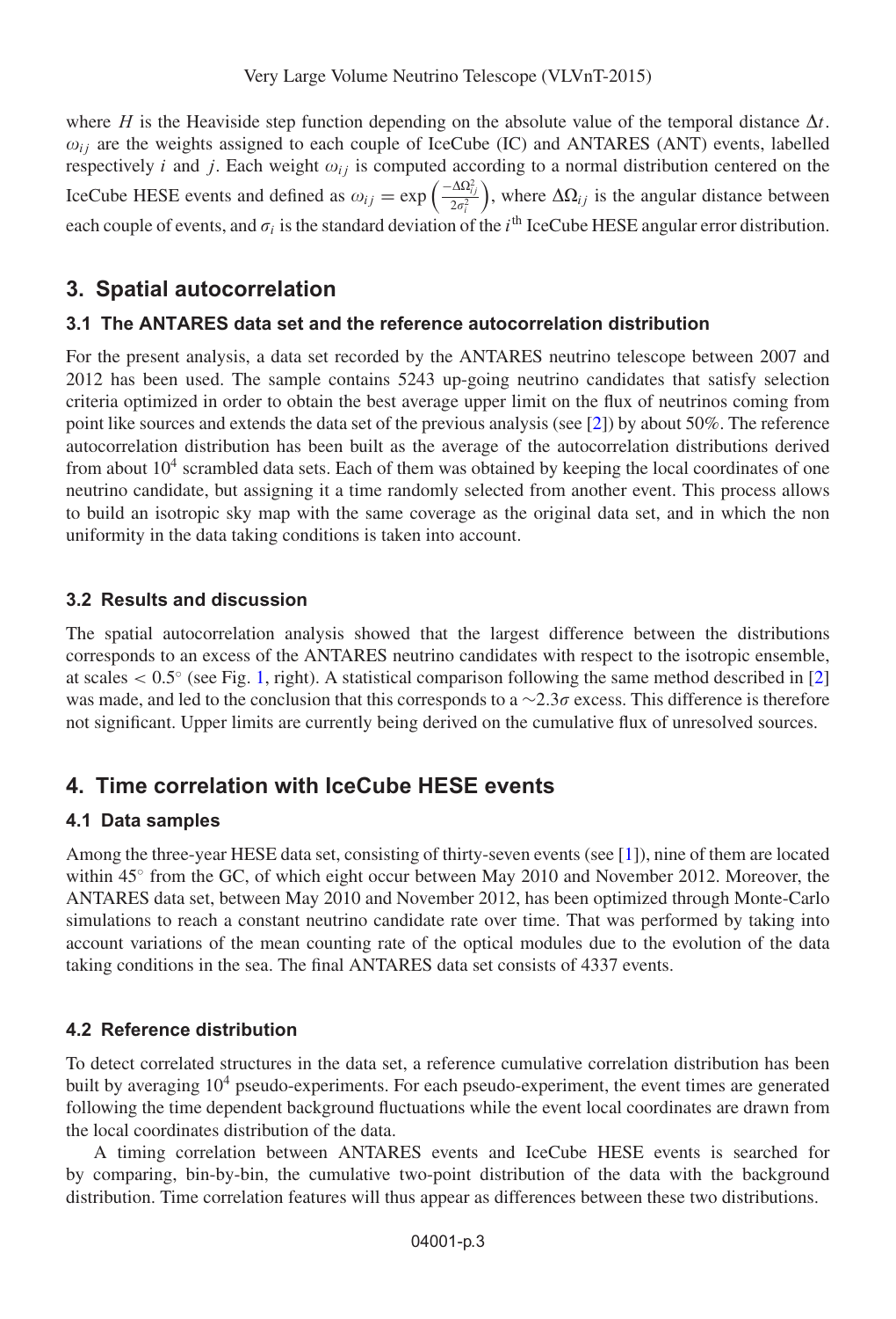where $H$ is the Heaviside step function depending on the absolute value of the temporal distance $\Delta t$. $\omega_{ij}$ are the weights assigned to each couple of IceCube (IC) and ANTARES (ANT) events, labelled respectively $i$ and $j$. Each weight $\omega_{ij}$ is computed according to a normal distribution centered on the IceCube HESE events and defined as $\omega_{ij} = \exp\left(\frac{-\Delta\Omega_{ij}^2}{2\sigma_i^2}\right)$, where $\Delta\Omega_{ij}$ is the angular distance between each couple of events, and $\sigma_i$ is the standard deviation of the $i^{\text{th}}$ IceCube HESE angular error distribution.

## 3. Spatial autocorrelation

### 3.1 The ANTARES data set and the reference autocorrelation distribution

For the present analysis, a data set recorded by the ANTARES neutrino telescope between 2007 and 2012 has been used. The sample contains 5243 up-going neutrino candidates that satisfy selection criteria optimized in order to obtain the best average upper limit on the flux of neutrinos coming from point like sources and extends the data set of the previous analysis (see [2]) by about 50%. The reference autocorrelation distribution has been built as the average of the autocorrelation distributions derived from about $10^4$ scrambled data sets. Each of them was obtained by keeping the local coordinates of one neutrino candidate, but assigning it a time randomly selected from another event. This process allows to build an isotropic sky map with the same coverage as the original data set, and in which the non uniformity in the data taking conditions is taken into account.

### 3.2 Results and discussion

The spatial autocorrelation analysis showed that the largest difference between the distributions corresponds to an excess of the ANTARES neutrino candidates with respect to the isotropic ensemble, at scales $< 0.5^\circ$ (see Fig. 1, right). A statistical comparison following the same method described in [2] was made, and led to the conclusion that this corresponds to a $\sim 2.3\sigma$ excess. This difference is therefore not significant. Upper limits are currently being derived on the cumulative flux of unresolved sources.

## 4. Time correlation with IceCube HESE events

### 4.1 Data samples

Among the three-year HESE data set, consisting of thirty-seven events (see [1]), nine of them are located within $45^\circ$ from the GC, of which eight occur between May 2010 and November 2012. Moreover, the ANTARES data set, between May 2010 and November 2012, has been optimized through Monte-Carlo simulations to reach a constant neutrino candidate rate over time. That was performed by taking into account variations of the mean counting rate of the optical modules due to the evolution of the data taking conditions in the sea. The final ANTARES data set consists of 4337 events.

### 4.2 Reference distribution

To detect correlated structures in the data set, a reference cumulative correlation distribution has been built by averaging $10^4$ pseudo-experiments. For each pseudo-experiment, the event times are generated following the time dependent background fluctuations while the event local coordinates are drawn from the local coordinates distribution of the data.

A timing correlation between ANTARES events and IceCube HESE events is searched for by comparing, bin-by-bin, the cumulative two-point distribution of the data with the background distribution. Time correlation features will thus appear as differences between these two distributions.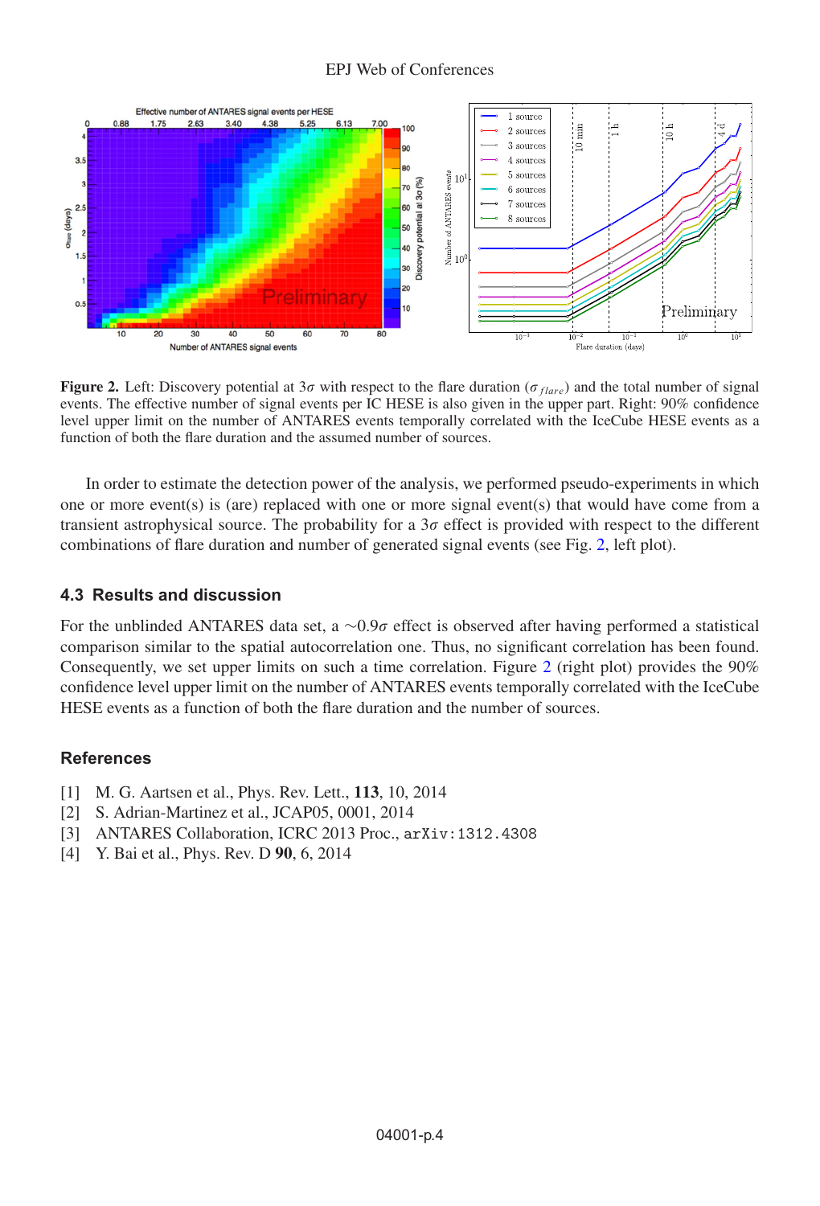Effective number of ANTARES signal events per HESE

0 0.88 1.75 2.63 3.40 4.38 5.25 6.13 7.00

$\sigma_{flare}$ (days)

4 3.5 3 2.5 2 1.5 1 0.5

10 20 30 40 50 60 70 80

Number of ANTARES signal events

Discovery potential at 3σ (%)

100 90 80 70 60 50 40 30 20 10

Preliminary

1 source
2 sources
3 sources
4 sources
5 sources
6 sources
7 sources
8 sources

10 min
1 h
10 h
4 d

Number of ANTARES events

$10^1$

$10^0$

Flare duration (days)

$10^{-3}$ $10^{-2}$ $10^{-1}$ $10^0$ $10^1$

Preliminary

**Figure 2.** Left: Discovery potential at $3\sigma$ with respect to the flare duration ($\sigma_{flare}$) and the total number of signal events. The effective number of signal events per IC HESE is also given in the upper part. Right: 90% confidence level upper limit on the number of ANTARES events temporally correlated with the IceCube HESE events as a function of both the flare duration and the assumed number of sources.

In order to estimate the detection power of the analysis, we performed pseudo-experiments in which one or more event(s) is (are) replaced with one or more signal event(s) that would have come from a transient astrophysical source. The probability for a $3\sigma$ effect is provided with respect to the different combinations of flare duration and number of generated signal events (see Fig. 2, left plot).

### 4.3 Results and discussion

For the unblinded ANTARES data set, a $\sim 0.9\sigma$ effect is observed after having performed a statistical comparison similar to the spatial autocorrelation one. Thus, no significant correlation has been found. Consequently, we set upper limits on such a time correlation. Figure 2 (right plot) provides the 90% confidence level upper limit on the number of ANTARES events temporally correlated with the IceCube HESE events as a function of both the flare duration and the number of sources.

## References

[1] M. G. Aartsen et al., Phys. Rev. Lett., **113**, 10, 2014
[2] S. Adrian-Martinez et al., JCAP05, 0001, 2014
[3] ANTARES Collaboration, ICRC 2013 Proc., `arXiv:1312.4308`
[4] Y. Bai et al., Phys. Rev. D **90**, 6, 2014